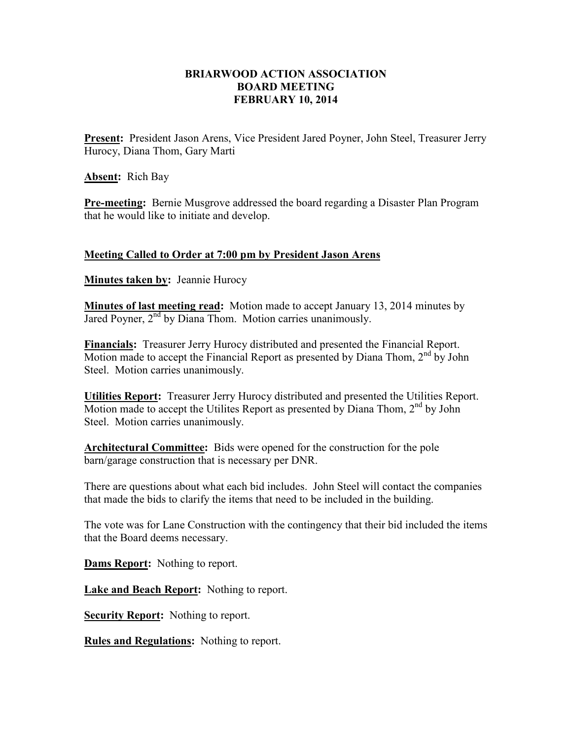# BRIARWOOD ACTION ASSOCIATION
## BOARD MEETING
## FEBRUARY 10, 2014

**Present:** President Jason Arens, Vice President Jared Poyner, John Steel, Treasurer Jerry Hurocy, Diana Thom, Gary Marti

**Absent:** Rich Bay

**Pre-meeting:** Bernie Musgrove addressed the board regarding a Disaster Plan Program that he would like to initiate and develop.

**Meeting Called to Order at 7:00 pm by President Jason Arens**

**Minutes taken by:** Jeannie Hurocy

**Minutes of last meeting read:** Motion made to accept January 13, 2014 minutes by Jared Poyner, 2nd by Diana Thom. Motion carries unanimously.

**Financials:** Treasurer Jerry Hurocy distributed and presented the Financial Report. Motion made to accept the Financial Report as presented by Diana Thom, 2nd by John Steel. Motion carries unanimously.

**Utilities Report:** Treasurer Jerry Hurocy distributed and presented the Utilities Report. Motion made to accept the Utilites Report as presented by Diana Thom, 2nd by John Steel. Motion carries unanimously.

**Architectural Committee:** Bids were opened for the construction for the pole barn/garage construction that is necessary per DNR.

There are questions about what each bid includes. John Steel will contact the companies that made the bids to clarify the items that need to be included in the building.

The vote was for Lane Construction with the contingency that their bid included the items that the Board deems necessary.

**Dams Report:** Nothing to report.

**Lake and Beach Report:** Nothing to report.

**Security Report:** Nothing to report.

**Rules and Regulations:** Nothing to report.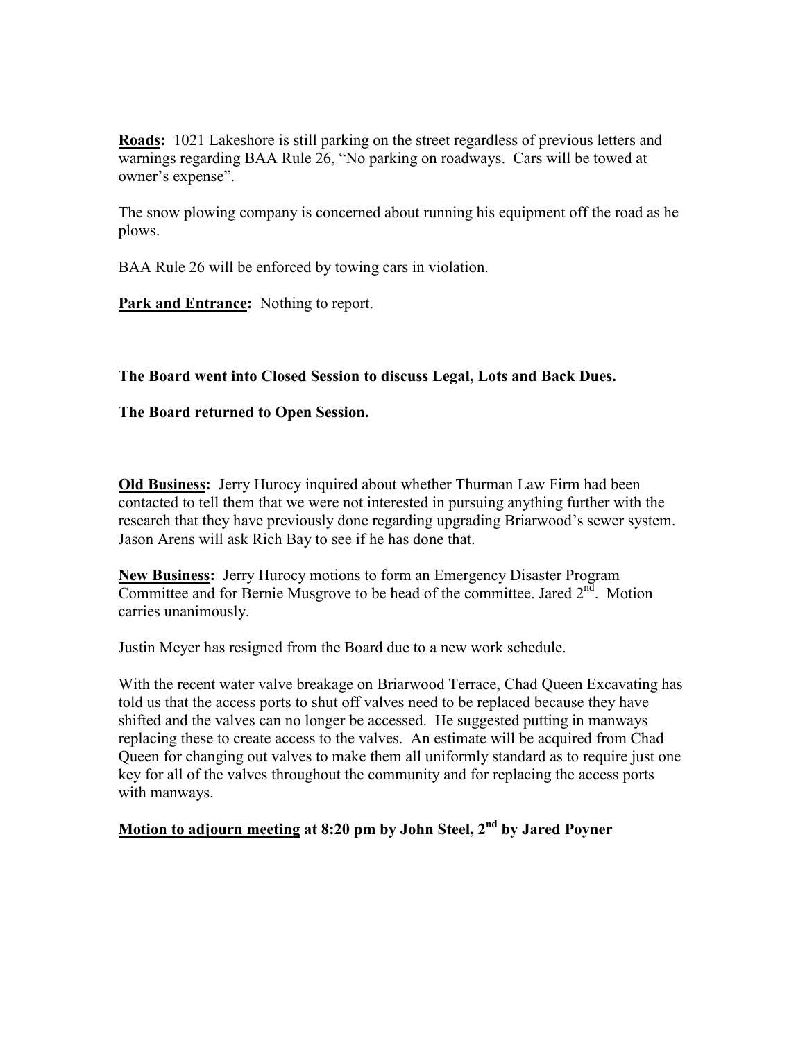**Roads:** 1021 Lakeshore is still parking on the street regardless of previous letters and warnings regarding BAA Rule 26, "No parking on roadways. Cars will be towed at owner's expense".

The snow plowing company is concerned about running his equipment off the road as he plows.

BAA Rule 26 will be enforced by towing cars in violation.

**Park and Entrance:** Nothing to report.

**The Board went into Closed Session to discuss Legal, Lots and Back Dues.**

**The Board returned to Open Session.**

**Old Business:** Jerry Hurocy inquired about whether Thurman Law Firm had been contacted to tell them that we were not interested in pursuing anything further with the research that they have previously done regarding upgrading Briarwood's sewer system. Jason Arens will ask Rich Bay to see if he has done that.

**New Business:** Jerry Hurocy motions to form an Emergency Disaster Program Committee and for Bernie Musgrove to be head of the committee. Jared 2nd. Motion carries unanimously.

Justin Meyer has resigned from the Board due to a new work schedule.

With the recent water valve breakage on Briarwood Terrace, Chad Queen Excavating has told us that the access ports to shut off valves need to be replaced because they have shifted and the valves can no longer be accessed. He suggested putting in manways replacing these to create access to the valves. An estimate will be acquired from Chad Queen for changing out valves to make them all uniformly standard as to require just one key for all of the valves throughout the community and for replacing the access ports with manways.

**Motion to adjourn meeting at 8:20 pm by John Steel, 2nd by Jared Poyner**